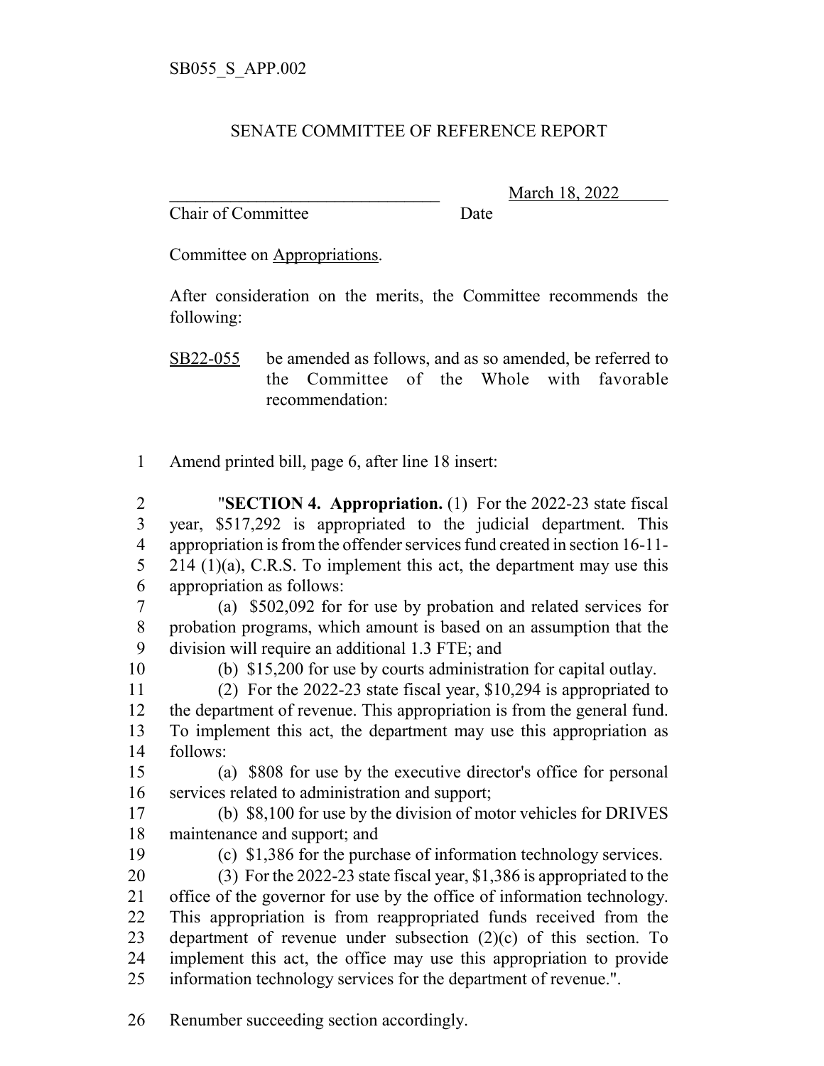SB055_S_APP.002

SENATE COMMITTEE OF REFERENCE REPORT

________________________________ March 18, 2022
Chair of Committee Date

Committee on Appropriations.

After consideration on the merits, the Committee recommends the following:

SB22-055 be amended as follows, and as so amended, be referred to the Committee of the Whole with favorable recommendation:

1 Amend printed bill, page 6, after line 18 insert:

2 "**SECTION 4. Appropriation.** (1) For the 2022-23 state fiscal
3 year, $517,292 is appropriated to the judicial department. This
4 appropriation is from the offender services fund created in section 16-11-
5 214 (1)(a), C.R.S. To implement this act, the department may use this
6 appropriation as follows:
7 (a) $502,092 for for use by probation and related services for
8 probation programs, which amount is based on an assumption that the
9 division will require an additional 1.3 FTE; and
10 (b) $15,200 for use by courts administration for capital outlay.
11 (2) For the 2022-23 state fiscal year, $10,294 is appropriated to
12 the department of revenue. This appropriation is from the general fund.
13 To implement this act, the department may use this appropriation as
14 follows:
15 (a) $808 for use by the executive director's office for personal
16 services related to administration and support;
17 (b) $8,100 for use by the division of motor vehicles for DRIVES
18 maintenance and support; and
19 (c) $1,386 for the purchase of information technology services.
20 (3) For the 2022-23 state fiscal year, $1,386 is appropriated to the
21 office of the governor for use by the office of information technology.
22 This appropriation is from reappropriated funds received from the
23 department of revenue under subsection (2)(c) of this section. To
24 implement this act, the office may use this appropriation to provide
25 information technology services for the department of revenue.".

26 Renumber succeeding section accordingly.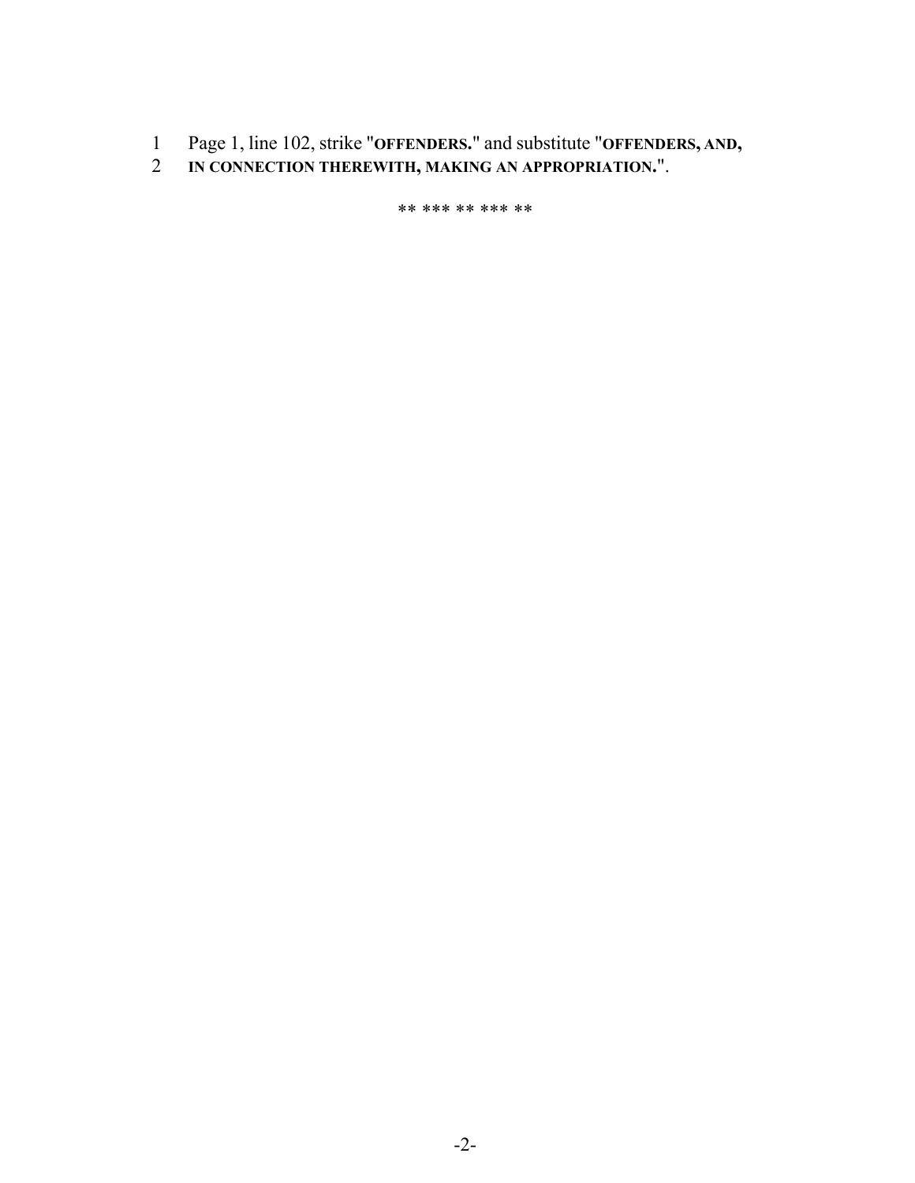1 Page 1, line 102, strike "**OFFENDERS.**" and substitute "**OFFENDERS, AND,**
2 **IN CONNECTION THEREWITH, MAKING AN APPROPRIATION.**".

** *** ** *** **